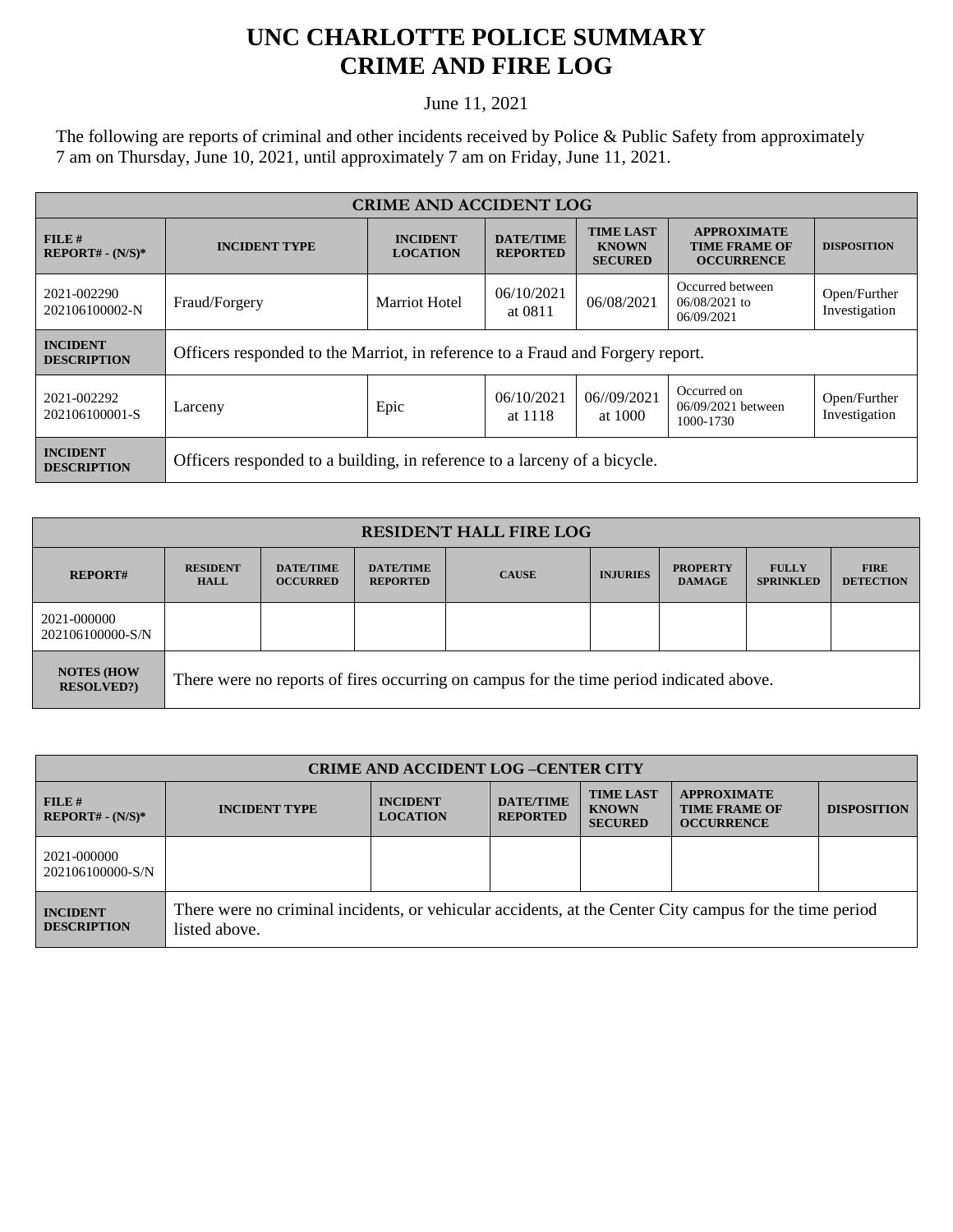# UNC CHARLOTTE POLICE SUMMARY
# CRIME AND FIRE LOG

June 11, 2021

The following are reports of criminal and other incidents received by Police & Public Safety from approximately 7 am on Thursday, June 10, 2021, until approximately 7 am on Friday, June 11, 2021.

| CRIME AND ACCIDENT LOG | | | | | | |
|---|---|---|---|---|---|---|
| **FILE # REPORT# - (N/S)*** | **INCIDENT TYPE** | **INCIDENT LOCATION** | **DATE/TIME REPORTED** | **TIME LAST KNOWN SECURED** | **APPROXIMATE TIME FRAME OF OCCURRENCE** | **DISPOSITION** |
| 2021-002290 202106100002-N | Fraud/Forgery | Marriot Hotel | 06/10/2021 at 0811 | 06/08/2021 | Occurred between 06/08/2021 to 06/09/2021 | Open/Further Investigation |
| **INCIDENT DESCRIPTION** | Officers responded to the Marriot, in reference to a Fraud and Forgery report. | | | | | |
| 2021-002292 202106100001-S | Larceny | Epic | 06/10/2021 at 1118 | 06//09/2021 at 1000 | Occurred on 06/09/2021 between 1000-1730 | Open/Further Investigation |
| **INCIDENT DESCRIPTION** | Officers responded to a building, in reference to a larceny of a bicycle. | | | | | |

| RESIDENT HALL FIRE LOG | | | | | | | | |
|---|---|---|---|---|---|---|---|---|
| **REPORT#** | **RESIDENT HALL** | **DATE/TIME OCCURRED** | **DATE/TIME REPORTED** | **CAUSE** | **INJURIES** | **PROPERTY DAMAGE** | **FULLY SPRINKLED** | **FIRE DETECTION** |
| 2021-000000 202106100000-S/N | | | | | | | | |
| **NOTES (HOW RESOLVED?)** | There were no reports of fires occurring on campus for the time period indicated above. | | | | | | | |

| CRIME AND ACCIDENT LOG –CENTER CITY | | | | | | |
|---|---|---|---|---|---|---|
| **FILE # REPORT# - (N/S)*** | **INCIDENT TYPE** | **INCIDENT LOCATION** | **DATE/TIME REPORTED** | **TIME LAST KNOWN SECURED** | **APPROXIMATE TIME FRAME OF OCCURRENCE** | **DISPOSITION** |
| 2021-000000 202106100000-S/N | | | | | | |
| **INCIDENT DESCRIPTION** | There were no criminal incidents, or vehicular accidents, at the Center City campus for the time period listed above. | | | | | |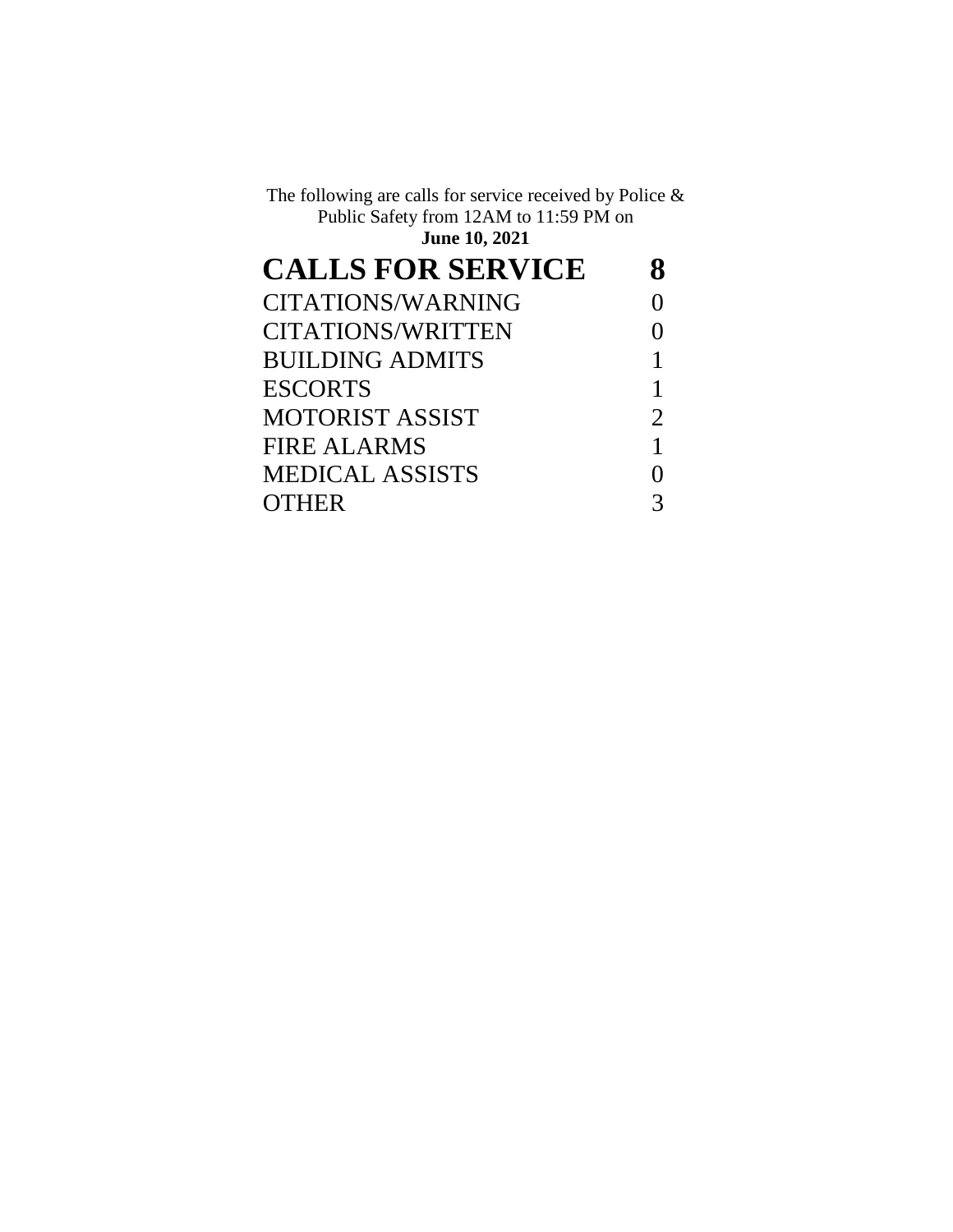The following are calls for service received by Police & Public Safety from 12AM to 11:59 PM on

**June 10, 2021**

| | |
|---|---|
| **CALLS FOR SERVICE** | **8** |
| CITATIONS/WARNING | 0 |
| CITATIONS/WRITTEN | 0 |
| BUILDING ADMITS | 1 |
| ESCORTS | 1 |
| MOTORIST ASSIST | 2 |
| FIRE ALARMS | 1 |
| MEDICAL ASSISTS | 0 |
| OTHER | 3 |